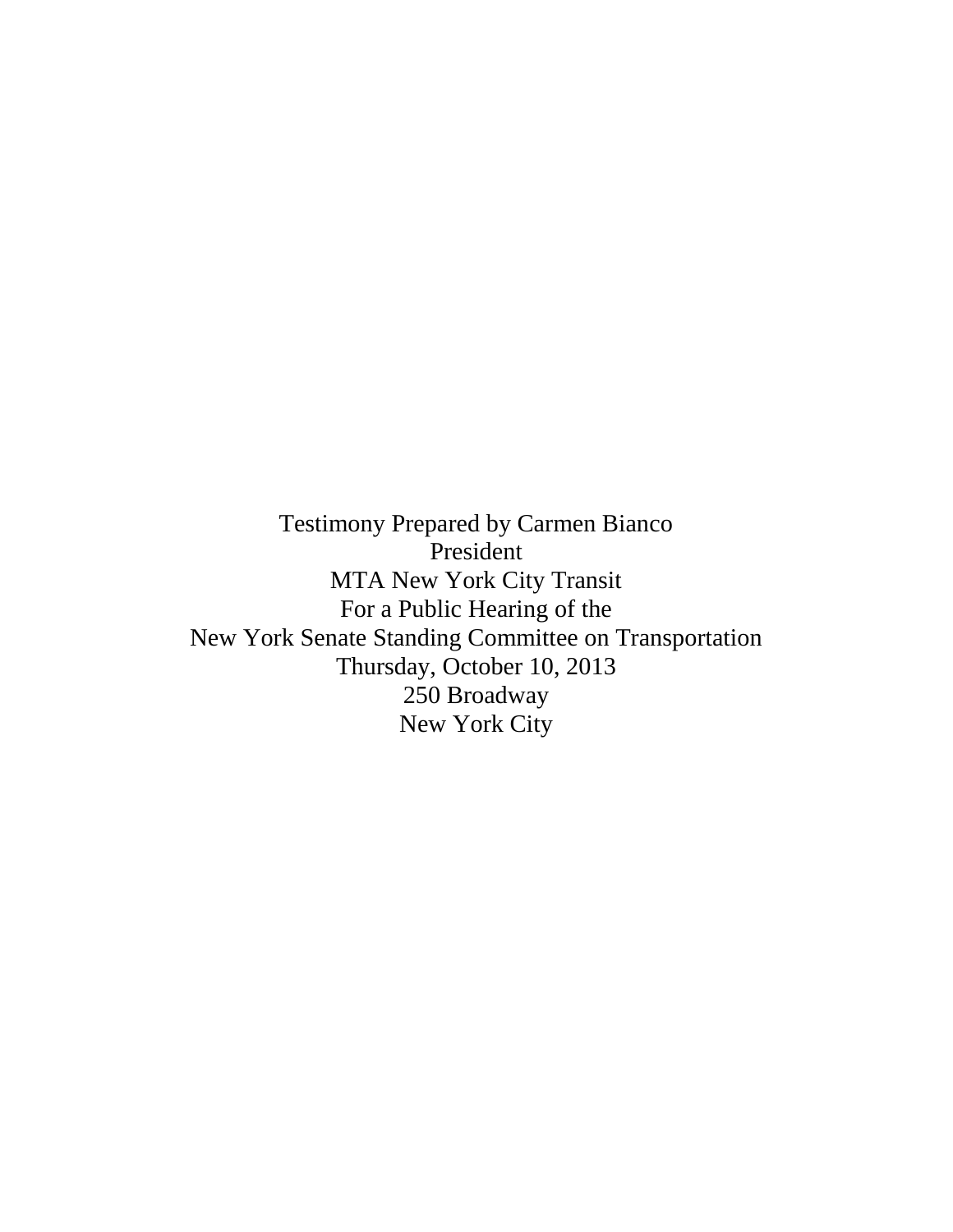Testimony Prepared by Carmen Bianco
President
MTA New York City Transit
For a Public Hearing of the
New York Senate Standing Committee on Transportation
Thursday, October 10, 2013
250 Broadway
New York City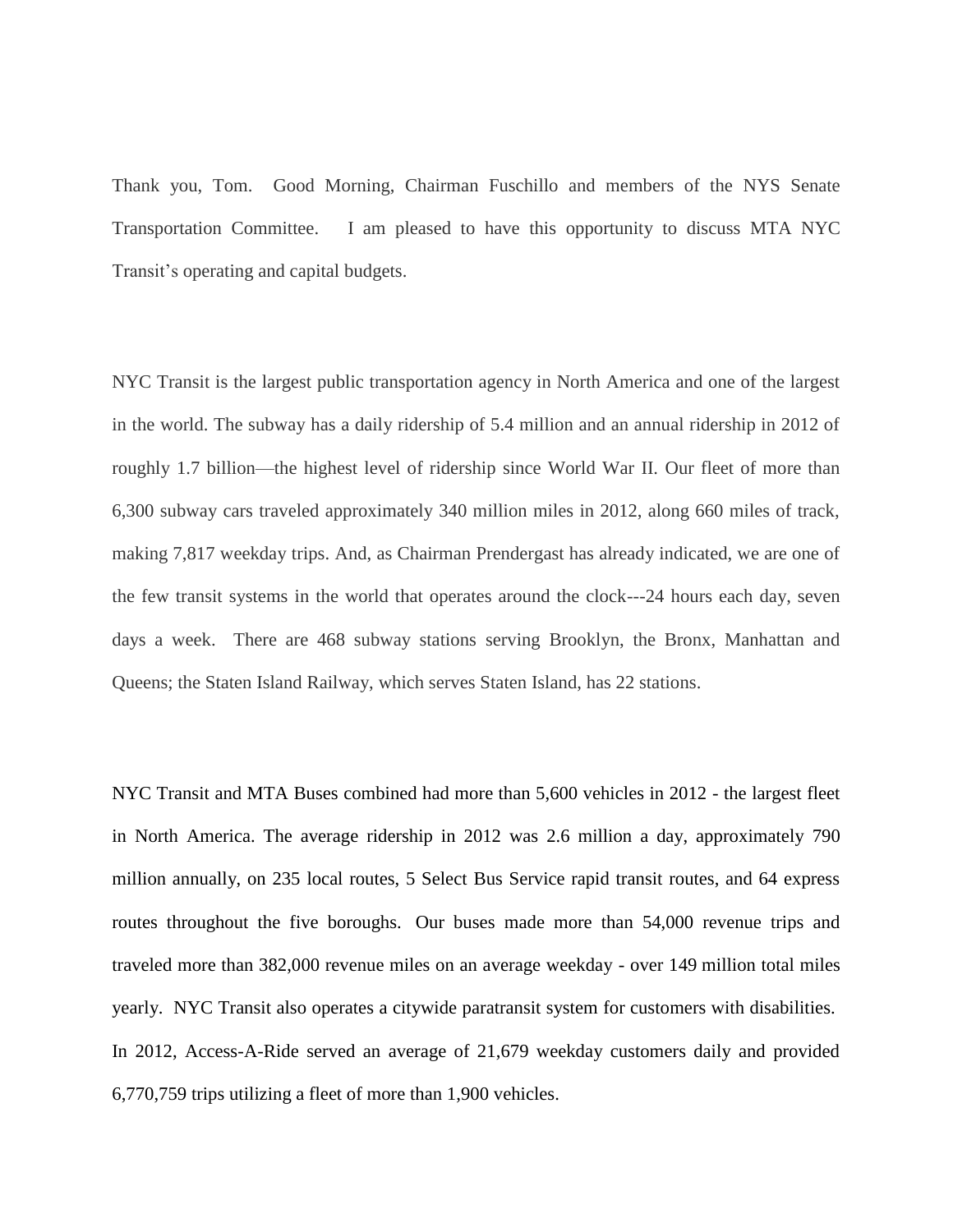Thank you, Tom. Good Morning, Chairman Fuschillo and members of the NYS Senate Transportation Committee. I am pleased to have this opportunity to discuss MTA NYC Transit's operating and capital budgets.

NYC Transit is the largest public transportation agency in North America and one of the largest in the world. The subway has a daily ridership of 5.4 million and an annual ridership in 2012 of roughly 1.7 billion—the highest level of ridership since World War II. Our fleet of more than 6,300 subway cars traveled approximately 340 million miles in 2012, along 660 miles of track, making 7,817 weekday trips. And, as Chairman Prendergast has already indicated, we are one of the few transit systems in the world that operates around the clock---24 hours each day, seven days a week. There are 468 subway stations serving Brooklyn, the Bronx, Manhattan and Queens; the Staten Island Railway, which serves Staten Island, has 22 stations.

NYC Transit and MTA Buses combined had more than 5,600 vehicles in 2012 - the largest fleet in North America. The average ridership in 2012 was 2.6 million a day, approximately 790 million annually, on 235 local routes, 5 Select Bus Service rapid transit routes, and 64 express routes throughout the five boroughs. Our buses made more than 54,000 revenue trips and traveled more than 382,000 revenue miles on an average weekday - over 149 million total miles yearly. NYC Transit also operates a citywide paratransit system for customers with disabilities. In 2012, Access-A-Ride served an average of 21,679 weekday customers daily and provided 6,770,759 trips utilizing a fleet of more than 1,900 vehicles.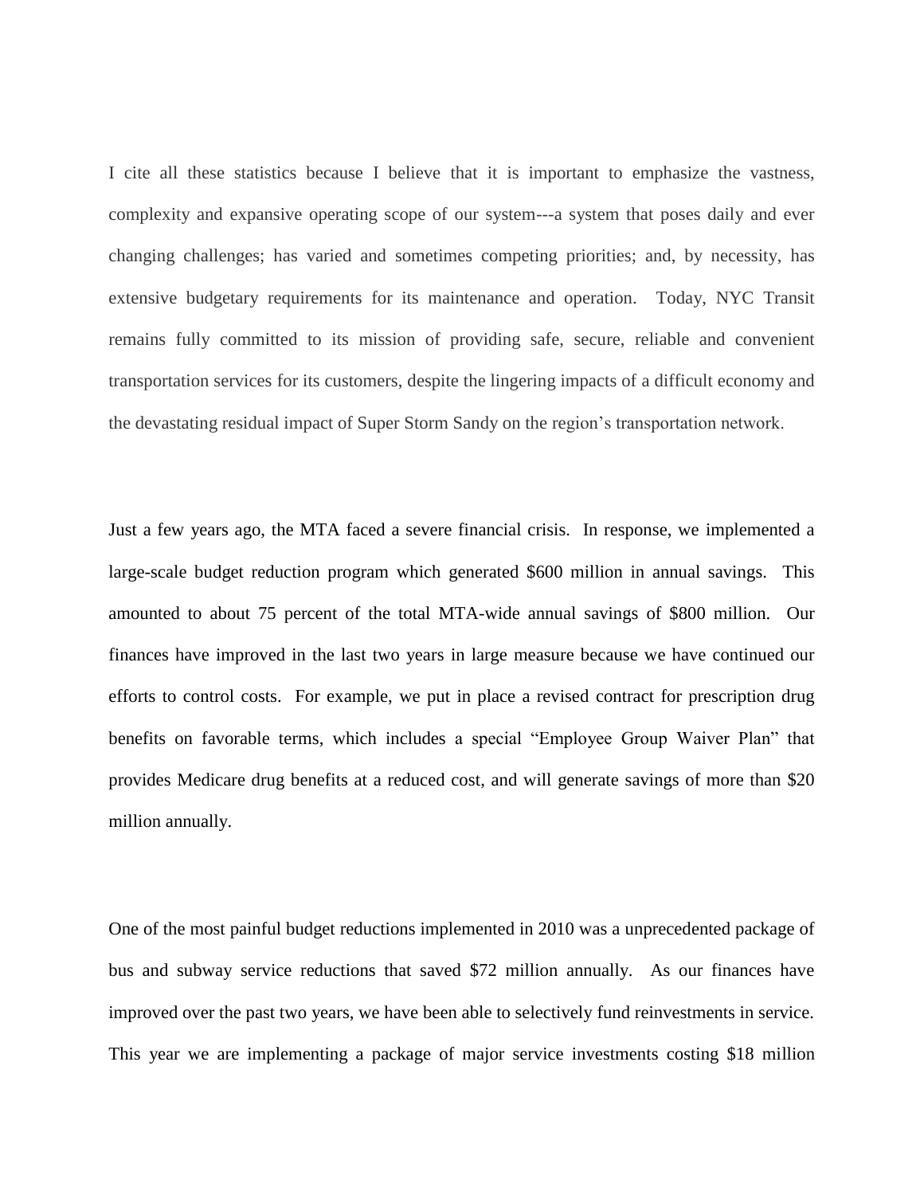I cite all these statistics because I believe that it is important to emphasize the vastness, complexity and expansive operating scope of our system---a system that poses daily and ever changing challenges; has varied and sometimes competing priorities; and, by necessity, has extensive budgetary requirements for its maintenance and operation. Today, NYC Transit remains fully committed to its mission of providing safe, secure, reliable and convenient transportation services for its customers, despite the lingering impacts of a difficult economy and the devastating residual impact of Super Storm Sandy on the region's transportation network.

Just a few years ago, the MTA faced a severe financial crisis. In response, we implemented a large-scale budget reduction program which generated $600 million in annual savings. This amounted to about 75 percent of the total MTA-wide annual savings of $800 million. Our finances have improved in the last two years in large measure because we have continued our efforts to control costs. For example, we put in place a revised contract for prescription drug benefits on favorable terms, which includes a special "Employee Group Waiver Plan" that provides Medicare drug benefits at a reduced cost, and will generate savings of more than $20 million annually.

One of the most painful budget reductions implemented in 2010 was a unprecedented package of bus and subway service reductions that saved $72 million annually. As our finances have improved over the past two years, we have been able to selectively fund reinvestments in service. This year we are implementing a package of major service investments costing $18 million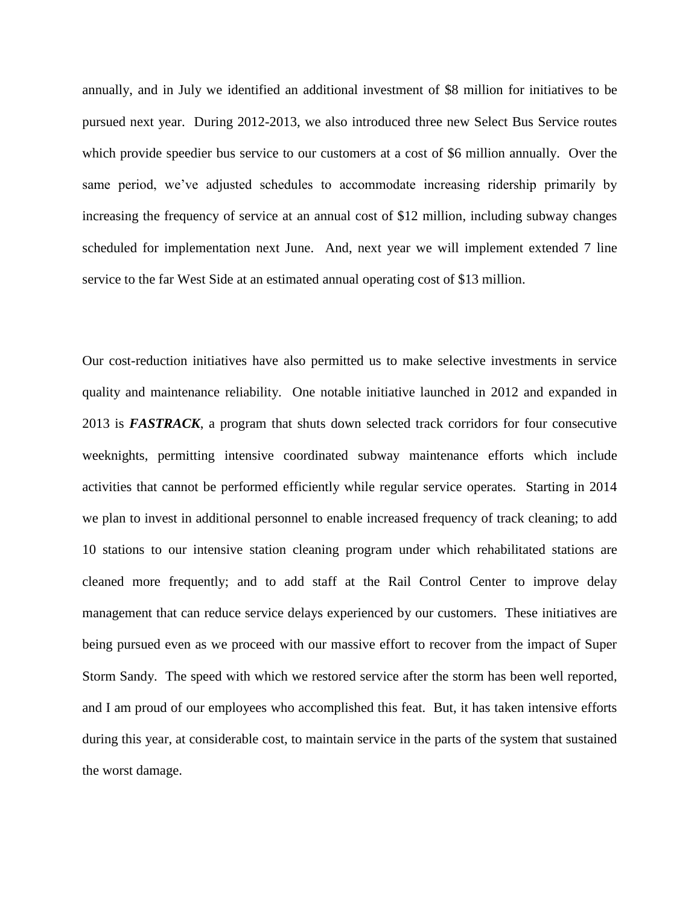annually, and in July we identified an additional investment of $8 million for initiatives to be pursued next year. During 2012-2013, we also introduced three new Select Bus Service routes which provide speedier bus service to our customers at a cost of $6 million annually. Over the same period, we've adjusted schedules to accommodate increasing ridership primarily by increasing the frequency of service at an annual cost of $12 million, including subway changes scheduled for implementation next June. And, next year we will implement extended 7 line service to the far West Side at an estimated annual operating cost of $13 million.

Our cost-reduction initiatives have also permitted us to make selective investments in service quality and maintenance reliability. One notable initiative launched in 2012 and expanded in 2013 is ***FASTRACK***, a program that shuts down selected track corridors for four consecutive weeknights, permitting intensive coordinated subway maintenance efforts which include activities that cannot be performed efficiently while regular service operates. Starting in 2014 we plan to invest in additional personnel to enable increased frequency of track cleaning; to add 10 stations to our intensive station cleaning program under which rehabilitated stations are cleaned more frequently; and to add staff at the Rail Control Center to improve delay management that can reduce service delays experienced by our customers. These initiatives are being pursued even as we proceed with our massive effort to recover from the impact of Super Storm Sandy. The speed with which we restored service after the storm has been well reported, and I am proud of our employees who accomplished this feat. But, it has taken intensive efforts during this year, at considerable cost, to maintain service in the parts of the system that sustained the worst damage.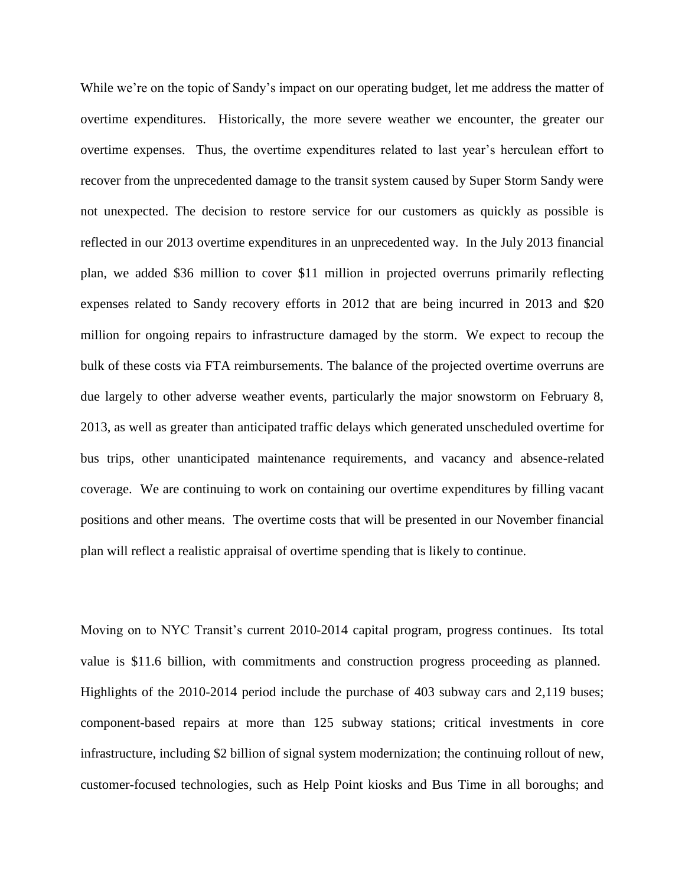While we're on the topic of Sandy's impact on our operating budget, let me address the matter of overtime expenditures. Historically, the more severe weather we encounter, the greater our overtime expenses. Thus, the overtime expenditures related to last year's herculean effort to recover from the unprecedented damage to the transit system caused by Super Storm Sandy were not unexpected. The decision to restore service for our customers as quickly as possible is reflected in our 2013 overtime expenditures in an unprecedented way. In the July 2013 financial plan, we added $36 million to cover $11 million in projected overruns primarily reflecting expenses related to Sandy recovery efforts in 2012 that are being incurred in 2013 and $20 million for ongoing repairs to infrastructure damaged by the storm. We expect to recoup the bulk of these costs via FTA reimbursements. The balance of the projected overtime overruns are due largely to other adverse weather events, particularly the major snowstorm on February 8, 2013, as well as greater than anticipated traffic delays which generated unscheduled overtime for bus trips, other unanticipated maintenance requirements, and vacancy and absence-related coverage. We are continuing to work on containing our overtime expenditures by filling vacant positions and other means. The overtime costs that will be presented in our November financial plan will reflect a realistic appraisal of overtime spending that is likely to continue.

Moving on to NYC Transit's current 2010-2014 capital program, progress continues. Its total value is $11.6 billion, with commitments and construction progress proceeding as planned. Highlights of the 2010-2014 period include the purchase of 403 subway cars and 2,119 buses; component-based repairs at more than 125 subway stations; critical investments in core infrastructure, including $2 billion of signal system modernization; the continuing rollout of new, customer-focused technologies, such as Help Point kiosks and Bus Time in all boroughs; and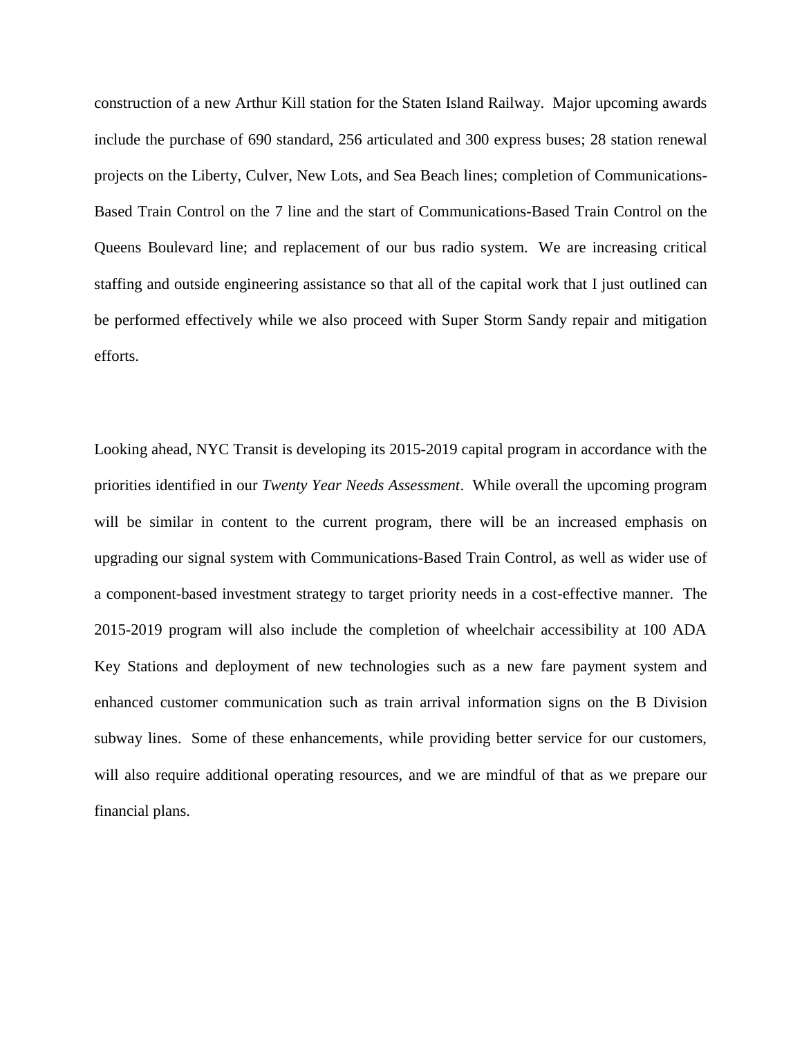construction of a new Arthur Kill station for the Staten Island Railway. Major upcoming awards include the purchase of 690 standard, 256 articulated and 300 express buses; 28 station renewal projects on the Liberty, Culver, New Lots, and Sea Beach lines; completion of Communications-Based Train Control on the 7 line and the start of Communications-Based Train Control on the Queens Boulevard line; and replacement of our bus radio system. We are increasing critical staffing and outside engineering assistance so that all of the capital work that I just outlined can be performed effectively while we also proceed with Super Storm Sandy repair and mitigation efforts.

Looking ahead, NYC Transit is developing its 2015-2019 capital program in accordance with the priorities identified in our *Twenty Year Needs Assessment*. While overall the upcoming program will be similar in content to the current program, there will be an increased emphasis on upgrading our signal system with Communications-Based Train Control, as well as wider use of a component-based investment strategy to target priority needs in a cost-effective manner. The 2015-2019 program will also include the completion of wheelchair accessibility at 100 ADA Key Stations and deployment of new technologies such as a new fare payment system and enhanced customer communication such as train arrival information signs on the B Division subway lines. Some of these enhancements, while providing better service for our customers, will also require additional operating resources, and we are mindful of that as we prepare our financial plans.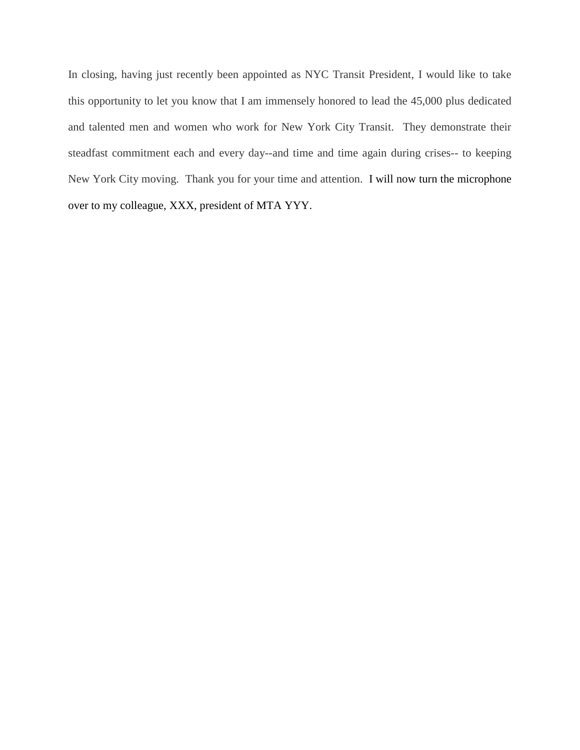In closing, having just recently been appointed as NYC Transit President, I would like to take this opportunity to let you know that I am immensely honored to lead the 45,000 plus dedicated and talented men and women who work for New York City Transit. They demonstrate their steadfast commitment each and every day--and time and time again during crises-- to keeping New York City moving. Thank you for your time and attention. I will now turn the microphone over to my colleague, XXX, president of MTA YYY.